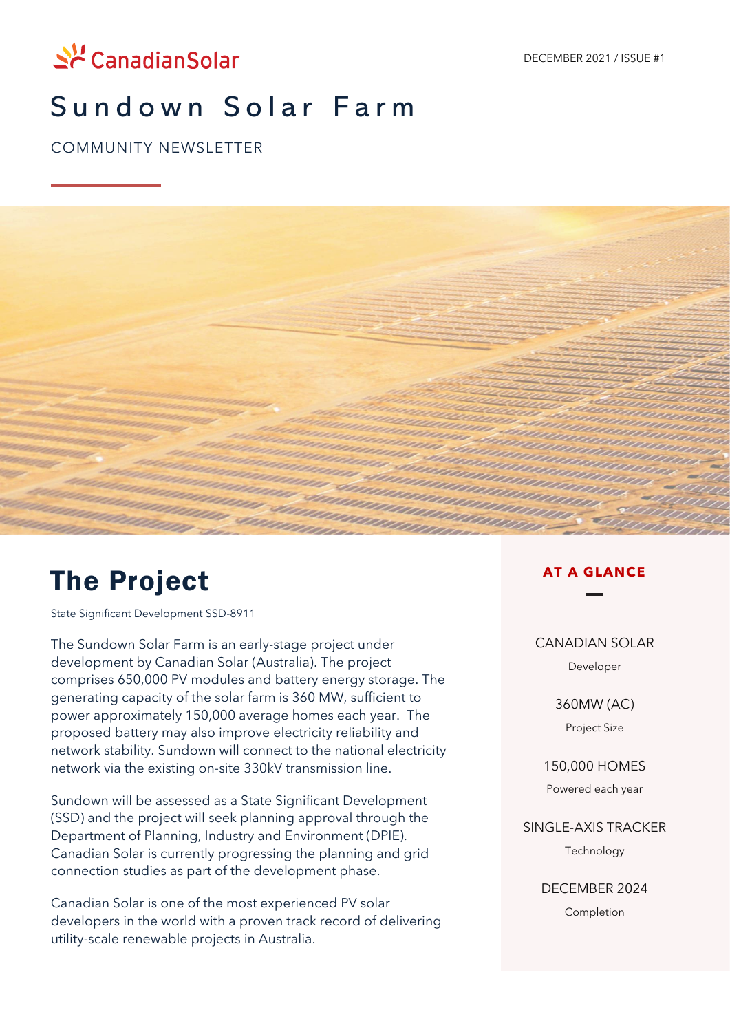CanadianSolar

DECEMBER 2021 / ISSUE #1

# Sundown Solar Farm

COMMUNITY NEWSLETTER

## The Project

State Significant Development SSD-8911

The Sundown Solar Farm is an early-stage project under development by Canadian Solar (Australia). The project comprises 650,000 PV modules and battery energy storage. The generating capacity of the solar farm is 360 MW, sufficient to power approximately 150,000 average homes each year. The proposed battery may also improve electricity reliability and network stability. Sundown will connect to the national electricity network via the existing on-site 330kV transmission line.

Sundown will be assessed as a State Significant Development (SSD) and the project will seek planning approval through the Department of Planning, Industry and Environment (DPIE). Canadian Solar is currently progressing the planning and grid connection studies as part of the development phase.

Canadian Solar is one of the most experienced PV solar developers in the world with a proven track record of delivering utility-scale renewable projects in Australia.

### AT A GLANCE

CANADIAN SOLAR
Developer

360MW (AC)
Project Size

150,000 HOMES
Powered each year

SINGLE-AXIS TRACKER
Technology

DECEMBER 2024
Completion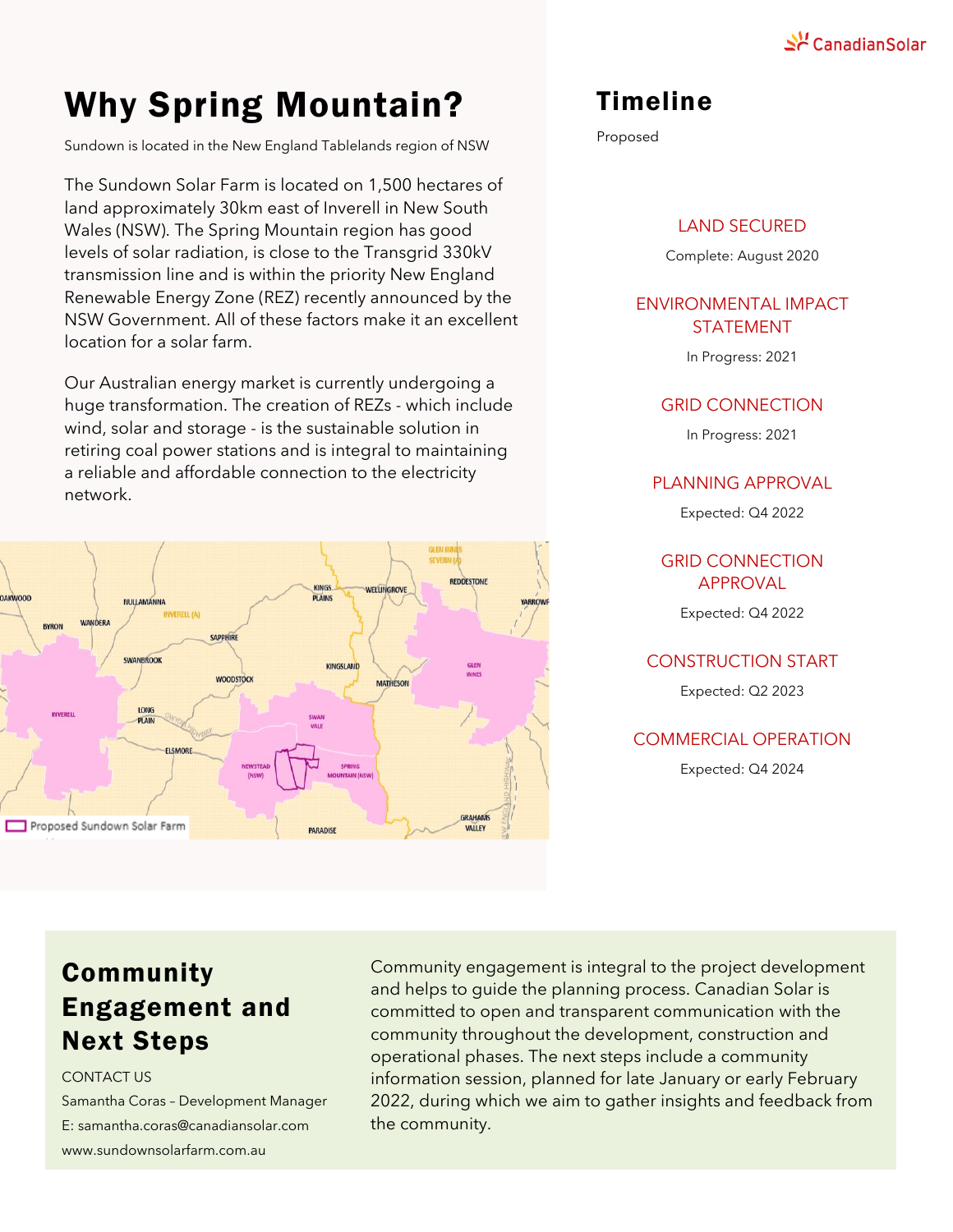# Why Spring Mountain?

Sundown is located in the New England Tablelands region of NSW

The Sundown Solar Farm is located on 1,500 hectares of land approximately 30km east of Inverell in New South Wales (NSW). The Spring Mountain region has good levels of solar radiation, is close to the Transgrid 330kV transmission line and is within the priority New England Renewable Energy Zone (REZ) recently announced by the NSW Government. All of these factors make it an excellent location for a solar farm.

Our Australian energy market is currently undergoing a huge transformation. The creation of REZs - which include wind, solar and storage - is the sustainable solution in retiring coal power stations and is integral to maintaining a reliable and affordable connection to the electricity network.

Proposed Sundown Solar Farm

# Timeline

Proposed

**LAND SECURED**

Complete: August 2020

**ENVIRONMENTAL IMPACT STATEMENT**

In Progress: 2021

**GRID CONNECTION**

In Progress: 2021

**PLANNING APPROVAL**

Expected: Q4 2022

**GRID CONNECTION APPROVAL**

Expected: Q4 2022

**CONSTRUCTION START**

Expected: Q2 2023

**COMMERCIAL OPERATION**

Expected: Q4 2024

# Community Engagement and Next Steps

CONTACT US

Samantha Coras – Development Manager

E: samantha.coras@canadiansolar.com

www.sundownsolarfarm.com.au

Community engagement is integral to the project development and helps to guide the planning process. Canadian Solar is committed to open and transparent communication with the community throughout the development, construction and operational phases. The next steps include a community information session, planned for late January or early February 2022, during which we aim to gather insights and feedback from the community.